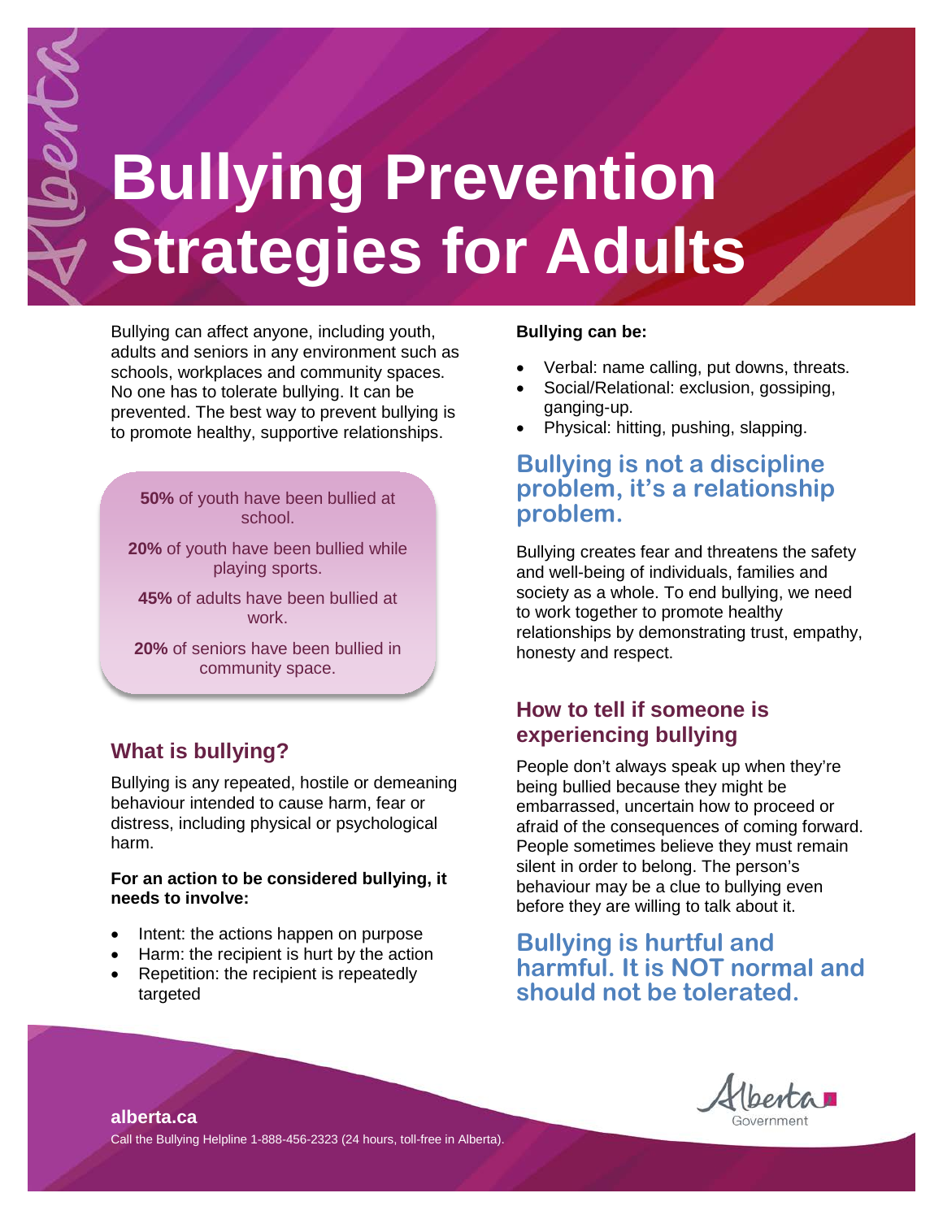# Bullying Prevention Strategies for Adults

Bullying can affect anyone, including youth, adults and seniors in any environment such as schools, workplaces and community spaces. No one has to tolerate bullying. It can be prevented. The best way to prevent bullying is to promote healthy, supportive relationships.

**50%** of youth have been bullied at school.

**20%** of youth have been bullied while playing sports.

**45%** of adults have been bullied at work.

**20%** of seniors have been bullied in community space.

## What is bullying?

Bullying is any repeated, hostile or demeaning behaviour intended to cause harm, fear or distress, including physical or psychological harm.

**For an action to be considered bullying, it needs to involve:**

- Intent: the actions happen on purpose
- Harm: the recipient is hurt by the action
- Repetition: the recipient is repeatedly targeted

**Bullying can be:**

- Verbal: name calling, put downs, threats.
- Social/Relational: exclusion, gossiping, ganging-up.
- Physical: hitting, pushing, slapping.

## Bullying is not a discipline problem, it's a relationship problem.

Bullying creates fear and threatens the safety and well-being of individuals, families and society as a whole. To end bullying, we need to work together to promote healthy relationships by demonstrating trust, empathy, honesty and respect.

## How to tell if someone is experiencing bullying

People don't always speak up when they're being bullied because they might be embarrassed, uncertain how to proceed or afraid of the consequences of coming forward. People sometimes believe they must remain silent in order to belong. The person's behaviour may be a clue to bullying even before they are willing to talk about it.

## Bullying is hurtful and harmful. It is NOT normal and should not be tolerated.

**alberta.ca**

Call the Bullying Helpline 1-888-456-2323 (24 hours, toll-free in Alberta).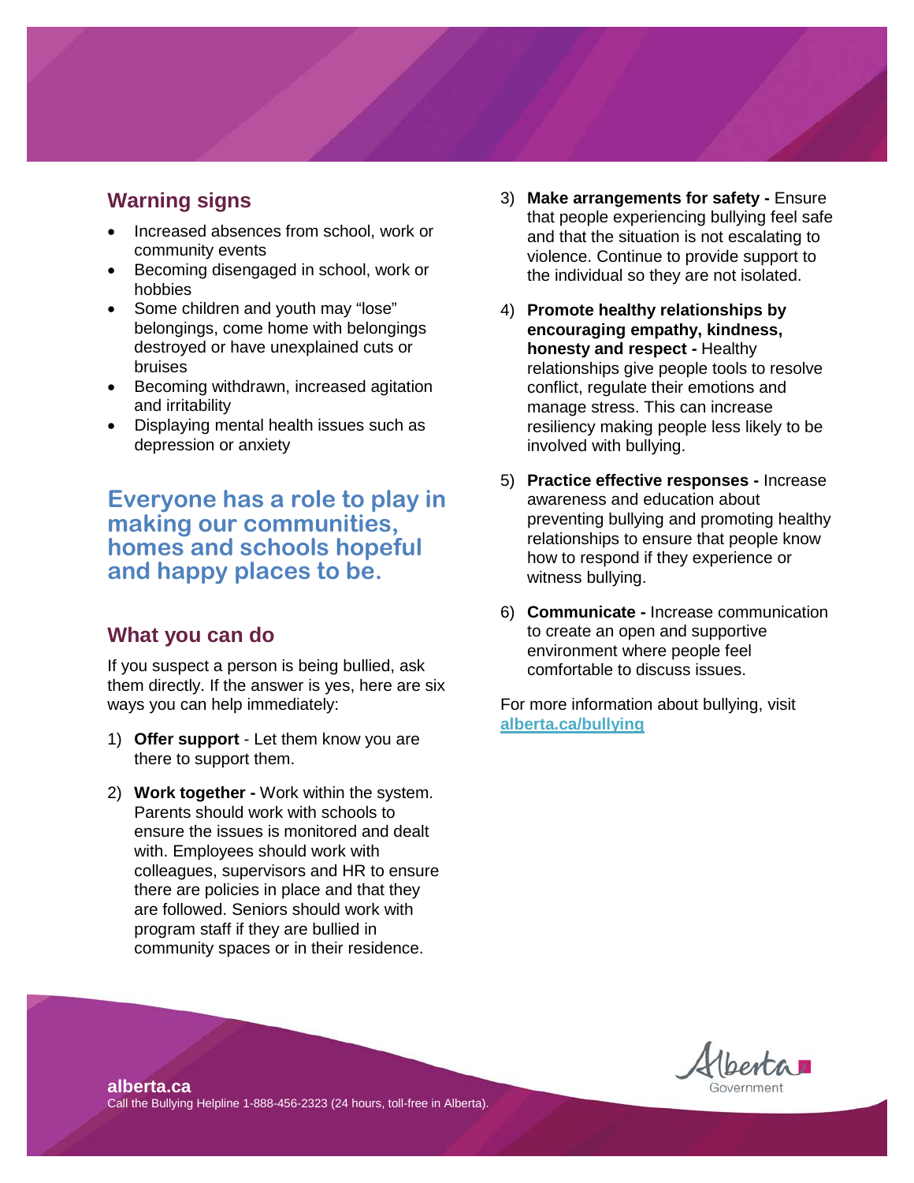## Warning signs

- Increased absences from school, work or community events
- Becoming disengaged in school, work or hobbies
- Some children and youth may "lose" belongings, come home with belongings destroyed or have unexplained cuts or bruises
- Becoming withdrawn, increased agitation and irritability
- Displaying mental health issues such as depression or anxiety

## Everyone has a role to play in making our communities, homes and schools hopeful and happy places to be.

## What you can do

If you suspect a person is being bullied, ask them directly. If the answer is yes, here are six ways you can help immediately:

1) **Offer support** - Let them know you are there to support them.
2) **Work together -** Work within the system. Parents should work with schools to ensure the issues is monitored and dealt with. Employees should work with colleagues, supervisors and HR to ensure there are policies in place and that they are followed. Seniors should work with program staff if they are bullied in community spaces or in their residence.
3) **Make arrangements for safety -** Ensure that people experiencing bullying feel safe and that the situation is not escalating to violence. Continue to provide support to the individual so they are not isolated.
4) **Promote healthy relationships by encouraging empathy, kindness, honesty and respect -** Healthy relationships give people tools to resolve conflict, regulate their emotions and manage stress. This can increase resiliency making people less likely to be involved with bullying.
5) **Practice effective responses -** Increase awareness and education about preventing bullying and promoting healthy relationships to ensure that people know how to respond if they experience or witness bullying.
6) **Communicate -** Increase communication to create an open and supportive environment where people feel comfortable to discuss issues.

For more information about bullying, visit **alberta.ca/bullying**

**alberta.ca**

Call the Bullying Helpline 1-888-456-2323 (24 hours, toll-free in Alberta).

Alberta Government